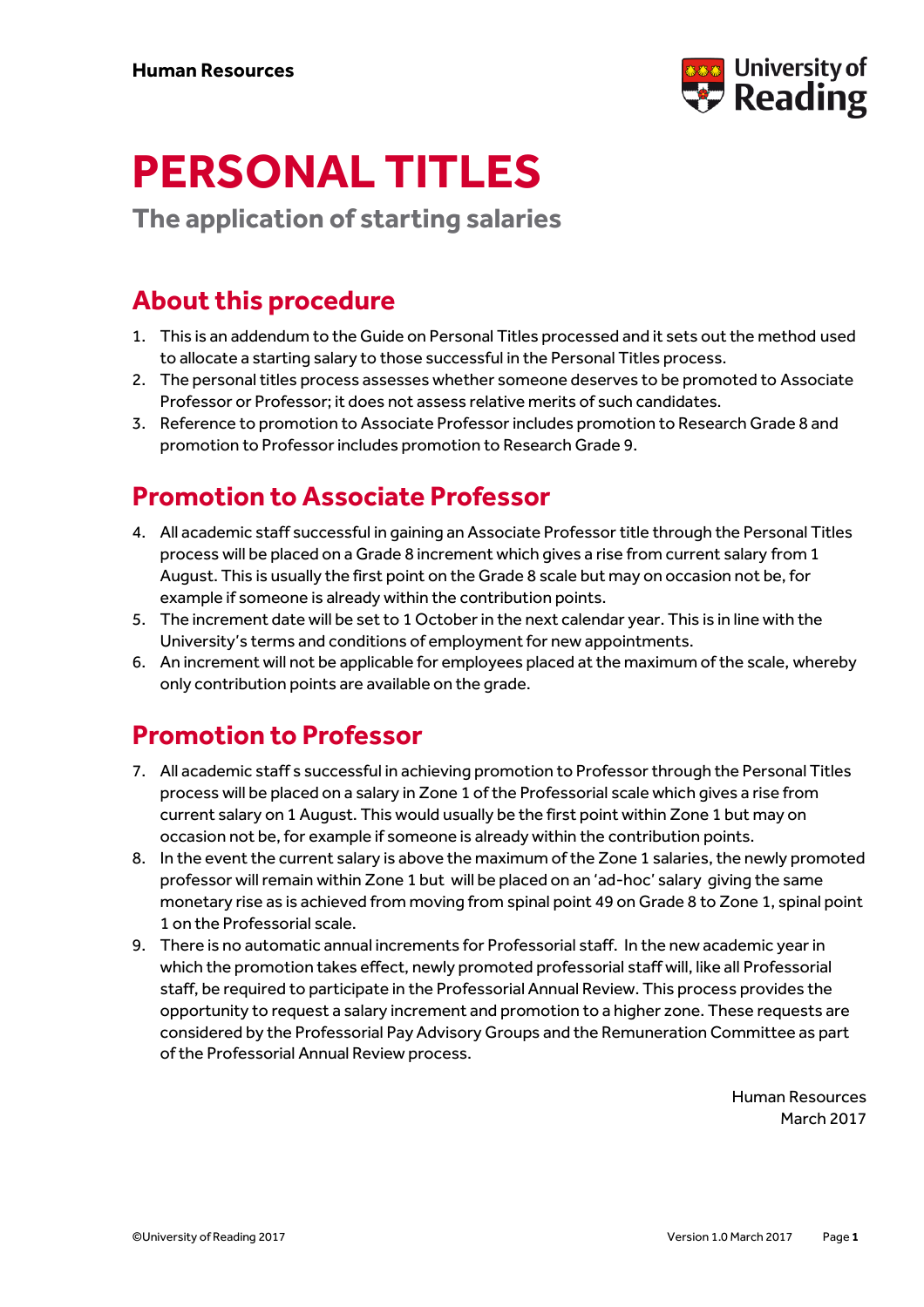Human Resources

# PERSONAL TITLES

## The application of starting salaries

## About this procedure

1. This is an addendum to the Guide on Personal Titles processed and it sets out the method used to allocate a starting salary to those successful in the Personal Titles process.
2. The personal titles process assesses whether someone deserves to be promoted to Associate Professor or Professor; it does not assess relative merits of such candidates.
3. Reference to promotion to Associate Professor includes promotion to Research Grade 8 and promotion to Professor includes promotion to Research Grade 9.

## Promotion to Associate Professor

4. All academic staff successful in gaining an Associate Professor title through the Personal Titles process will be placed on a Grade 8 increment which gives a rise from current salary from 1 August. This is usually the first point on the Grade 8 scale but may on occasion not be, for example if someone is already within the contribution points.
5. The increment date will be set to 1 October in the next calendar year. This is in line with the University's terms and conditions of employment for new appointments.
6. An increment will not be applicable for employees placed at the maximum of the scale, whereby only contribution points are available on the grade.

## Promotion to Professor

7. All academic staff s successful in achieving promotion to Professor through the Personal Titles process will be placed on a salary in Zone 1 of the Professorial scale which gives a rise from current salary on 1 August. This would usually be the first point within Zone 1 but may on occasion not be, for example if someone is already within the contribution points.
8. In the event the current salary is above the maximum of the Zone 1 salaries, the newly promoted professor will remain within Zone 1 but will be placed on an 'ad-hoc' salary giving the same monetary rise as is achieved from moving from spinal point 49 on Grade 8 to Zone 1, spinal point 1 on the Professorial scale.
9. There is no automatic annual increments for Professorial staff. In the new academic year in which the promotion takes effect, newly promoted professorial staff will, like all Professorial staff, be required to participate in the Professorial Annual Review. This process provides the opportunity to request a salary increment and promotion to a higher zone. These requests are considered by the Professorial Pay Advisory Groups and the Remuneration Committee as part of the Professorial Annual Review process.

Human Resources
March 2017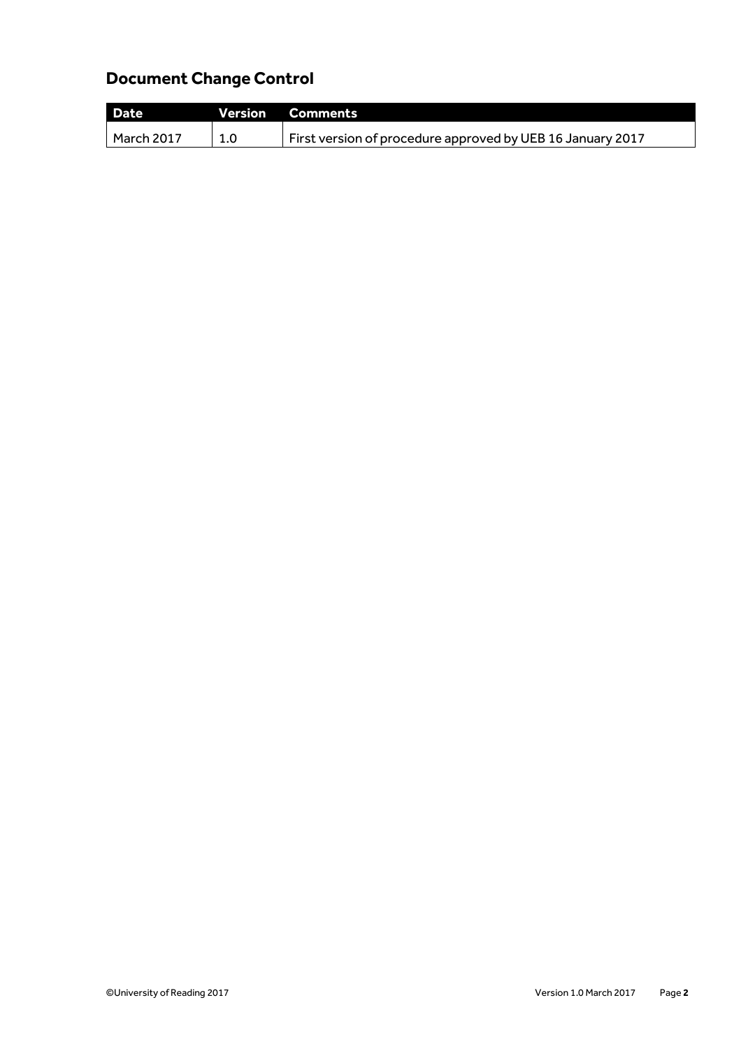## Document Change Control

| Date | Version | Comments |
|---|---|---|
| March 2017 | 1.0 | First version of procedure approved by UEB 16 January 2017 |